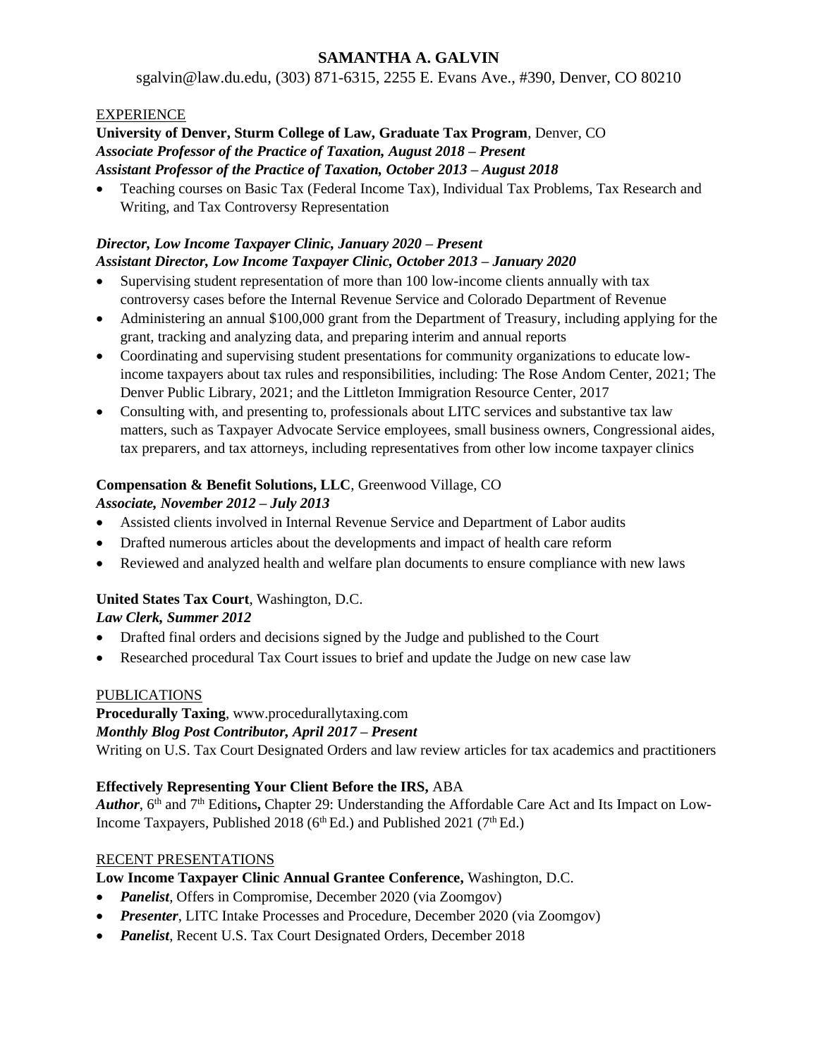# SAMANTHA A. GALVIN

sgalvin@law.du.edu, (303) 871-6315, 2255 E. Evans Ave., #390, Denver, CO 80210

## EXPERIENCE

**University of Denver, Sturm College of Law, Graduate Tax Program**, Denver, CO
***Associate Professor of the Practice of Taxation, August 2018 – Present***
***Assistant Professor of the Practice of Taxation, October 2013 – August 2018***

- Teaching courses on Basic Tax (Federal Income Tax), Individual Tax Problems, Tax Research and Writing, and Tax Controversy Representation

***Director, Low Income Taxpayer Clinic, January 2020 – Present***
***Assistant Director, Low Income Taxpayer Clinic, October 2013 – January 2020***

- Supervising student representation of more than 100 low-income clients annually with tax controversy cases before the Internal Revenue Service and Colorado Department of Revenue
- Administering an annual $100,000 grant from the Department of Treasury, including applying for the grant, tracking and analyzing data, and preparing interim and annual reports
- Coordinating and supervising student presentations for community organizations to educate low-income taxpayers about tax rules and responsibilities, including: The Rose Andom Center, 2021; The Denver Public Library, 2021; and the Littleton Immigration Resource Center, 2017
- Consulting with, and presenting to, professionals about LITC services and substantive tax law matters, such as Taxpayer Advocate Service employees, small business owners, Congressional aides, tax preparers, and tax attorneys, including representatives from other low income taxpayer clinics

**Compensation & Benefit Solutions, LLC**, Greenwood Village, CO
***Associate, November 2012 – July 2013***

- Assisted clients involved in Internal Revenue Service and Department of Labor audits
- Drafted numerous articles about the developments and impact of health care reform
- Reviewed and analyzed health and welfare plan documents to ensure compliance with new laws

**United States Tax Court**, Washington, D.C.
***Law Clerk, Summer 2012***

- Drafted final orders and decisions signed by the Judge and published to the Court
- Researched procedural Tax Court issues to brief and update the Judge on new case law

## PUBLICATIONS

**Procedurally Taxing**, www.procedurallytaxing.com
***Monthly Blog Post Contributor, April 2017 – Present***
Writing on U.S. Tax Court Designated Orders and law review articles for tax academics and practitioners

**Effectively Representing Your Client Before the IRS,** ABA
***Author***, 6th and 7th Editions**,** Chapter 29: Understanding the Affordable Care Act and Its Impact on Low-Income Taxpayers, Published 2018 (6th Ed.) and Published 2021 (7th Ed.)

## RECENT PRESENTATIONS

**Low Income Taxpayer Clinic Annual Grantee Conference,** Washington, D.C.

- ***Panelist***, Offers in Compromise, December 2020 (via Zoomgov)
- ***Presenter***, LITC Intake Processes and Procedure, December 2020 (via Zoomgov)
- ***Panelist***, Recent U.S. Tax Court Designated Orders, December 2018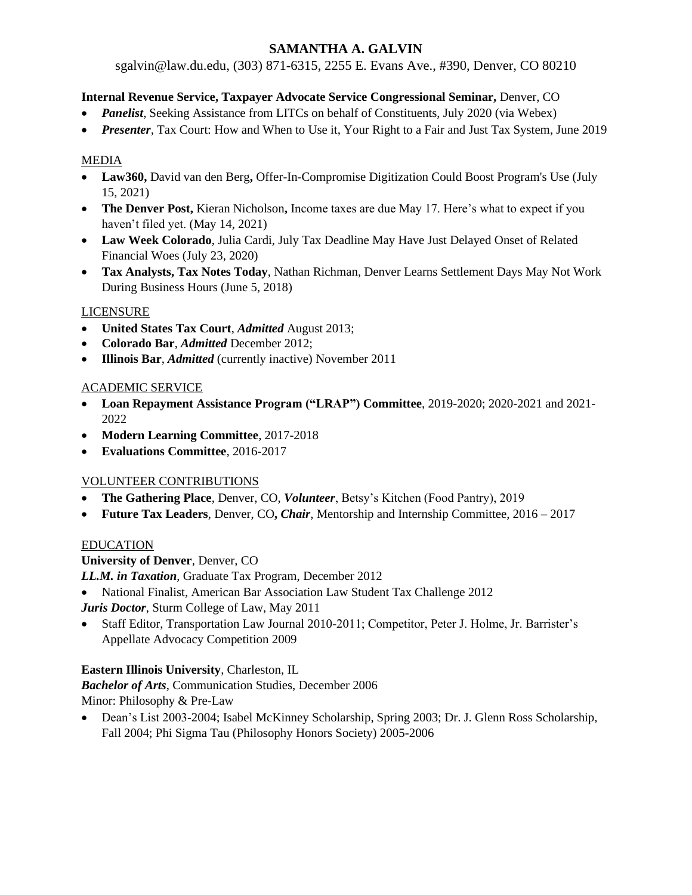**SAMANTHA A. GALVIN**

sgalvin@law.du.edu, (303) 871-6315, 2255 E. Evans Ave., #390, Denver, CO 80210

**Internal Revenue Service, Taxpayer Advocate Service Congressional Seminar,** Denver, CO

- ***Panelist***, Seeking Assistance from LITCs on behalf of Constituents, July 2020 (via Webex)
- ***Presenter***, Tax Court: How and When to Use it, Your Right to a Fair and Just Tax System, June 2019

## MEDIA

- **Law360,** David van den Berg**,** Offer-In-Compromise Digitization Could Boost Program's Use (July 15, 2021)
- **The Denver Post,** Kieran Nicholson**,** Income taxes are due May 17. Here's what to expect if you haven't filed yet. (May 14, 2021)
- **Law Week Colorado**, Julia Cardi, July Tax Deadline May Have Just Delayed Onset of Related Financial Woes (July 23, 2020)
- **Tax Analysts, Tax Notes Today**, Nathan Richman, Denver Learns Settlement Days May Not Work During Business Hours (June 5, 2018)

## LICENSURE

- **United States Tax Court**, ***Admitted*** August 2013;
- **Colorado Bar**, ***Admitted*** December 2012;
- **Illinois Bar**, ***Admitted*** (currently inactive) November 2011

## ACADEMIC SERVICE

- **Loan Repayment Assistance Program ("LRAP") Committee**, 2019-2020; 2020-2021 and 2021-2022
- **Modern Learning Committee**, 2017-2018
- **Evaluations Committee**, 2016-2017

## VOLUNTEER CONTRIBUTIONS

- **The Gathering Place**, Denver, CO, ***Volunteer***, Betsy's Kitchen (Food Pantry), 2019
- **Future Tax Leaders**, Denver, CO**,** ***Chair***, Mentorship and Internship Committee, 2016 – 2017

## EDUCATION

**University of Denver**, Denver, CO

***LL.M. in Taxation***, Graduate Tax Program, December 2012

- National Finalist, American Bar Association Law Student Tax Challenge 2012

***Juris Doctor***, Sturm College of Law, May 2011

- Staff Editor, Transportation Law Journal 2010-2011; Competitor, Peter J. Holme, Jr. Barrister's Appellate Advocacy Competition 2009

**Eastern Illinois University**, Charleston, IL

***Bachelor of Arts***, Communication Studies, December 2006

Minor: Philosophy & Pre-Law

- Dean's List 2003-2004; Isabel McKinney Scholarship, Spring 2003; Dr. J. Glenn Ross Scholarship, Fall 2004; Phi Sigma Tau (Philosophy Honors Society) 2005-2006